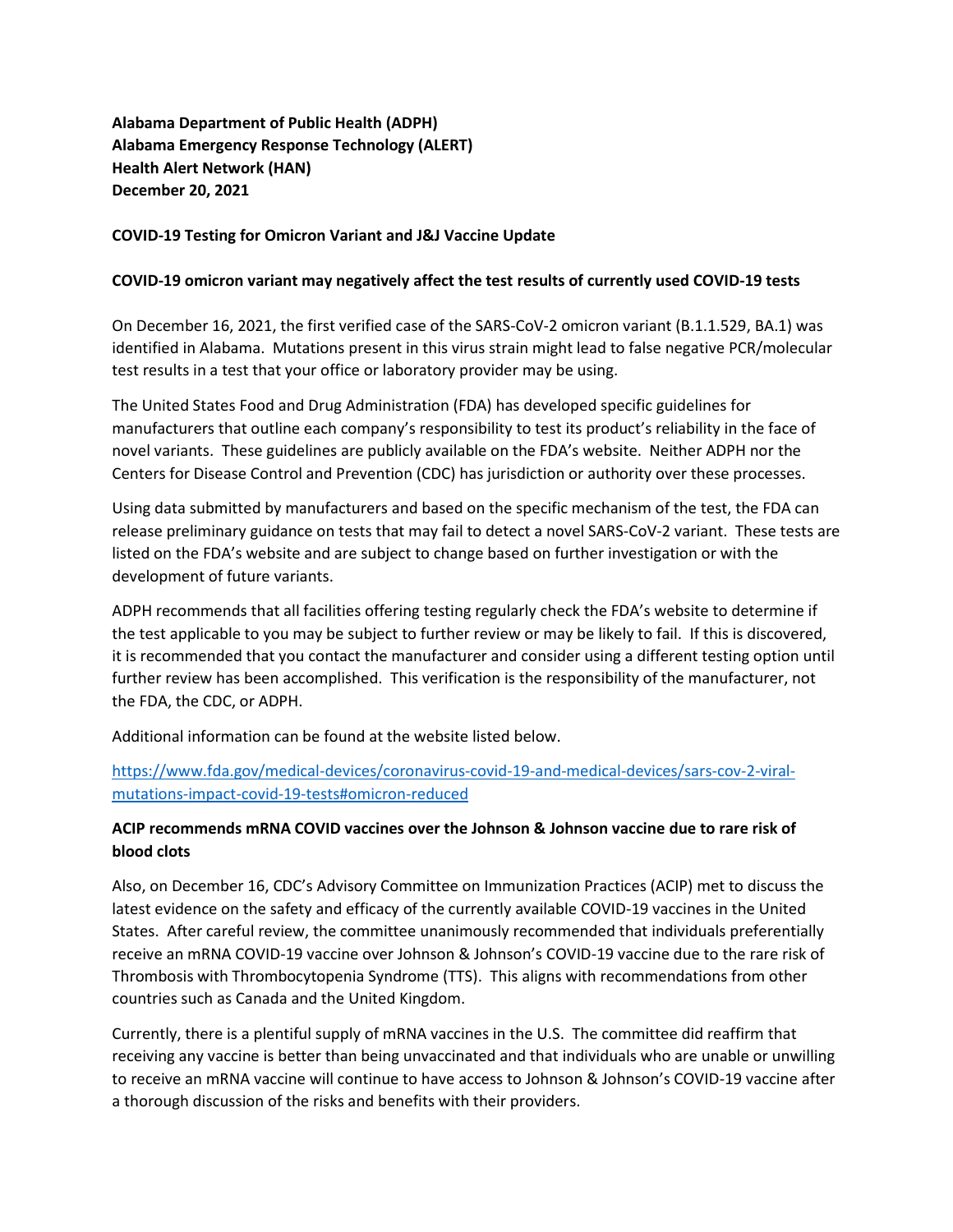**Alabama Department of Public Health (ADPH)**
**Alabama Emergency Response Technology (ALERT)**
**Health Alert Network (HAN)**
**December 20, 2021**

## COVID-19 Testing for Omicron Variant and J&J Vaccine Update

### COVID-19 omicron variant may negatively affect the test results of currently used COVID-19 tests

On December 16, 2021, the first verified case of the SARS-CoV-2 omicron variant (B.1.1.529, BA.1) was identified in Alabama. Mutations present in this virus strain might lead to false negative PCR/molecular test results in a test that your office or laboratory provider may be using.

The United States Food and Drug Administration (FDA) has developed specific guidelines for manufacturers that outline each company's responsibility to test its product's reliability in the face of novel variants. These guidelines are publicly available on the FDA's website. Neither ADPH nor the Centers for Disease Control and Prevention (CDC) has jurisdiction or authority over these processes.

Using data submitted by manufacturers and based on the specific mechanism of the test, the FDA can release preliminary guidance on tests that may fail to detect a novel SARS-CoV-2 variant. These tests are listed on the FDA's website and are subject to change based on further investigation or with the development of future variants.

ADPH recommends that all facilities offering testing regularly check the FDA's website to determine if the test applicable to you may be subject to further review or may be likely to fail. If this is discovered, it is recommended that you contact the manufacturer and consider using a different testing option until further review has been accomplished. This verification is the responsibility of the manufacturer, not the FDA, the CDC, or ADPH.

Additional information can be found at the website listed below.

https://www.fda.gov/medical-devices/coronavirus-covid-19-and-medical-devices/sars-cov-2-viral-mutations-impact-covid-19-tests#omicron-reduced

### ACIP recommends mRNA COVID vaccines over the Johnson & Johnson vaccine due to rare risk of blood clots

Also, on December 16, CDC's Advisory Committee on Immunization Practices (ACIP) met to discuss the latest evidence on the safety and efficacy of the currently available COVID-19 vaccines in the United States. After careful review, the committee unanimously recommended that individuals preferentially receive an mRNA COVID-19 vaccine over Johnson & Johnson's COVID-19 vaccine due to the rare risk of Thrombosis with Thrombocytopenia Syndrome (TTS). This aligns with recommendations from other countries such as Canada and the United Kingdom.

Currently, there is a plentiful supply of mRNA vaccines in the U.S. The committee did reaffirm that receiving any vaccine is better than being unvaccinated and that individuals who are unable or unwilling to receive an mRNA vaccine will continue to have access to Johnson & Johnson's COVID-19 vaccine after a thorough discussion of the risks and benefits with their providers.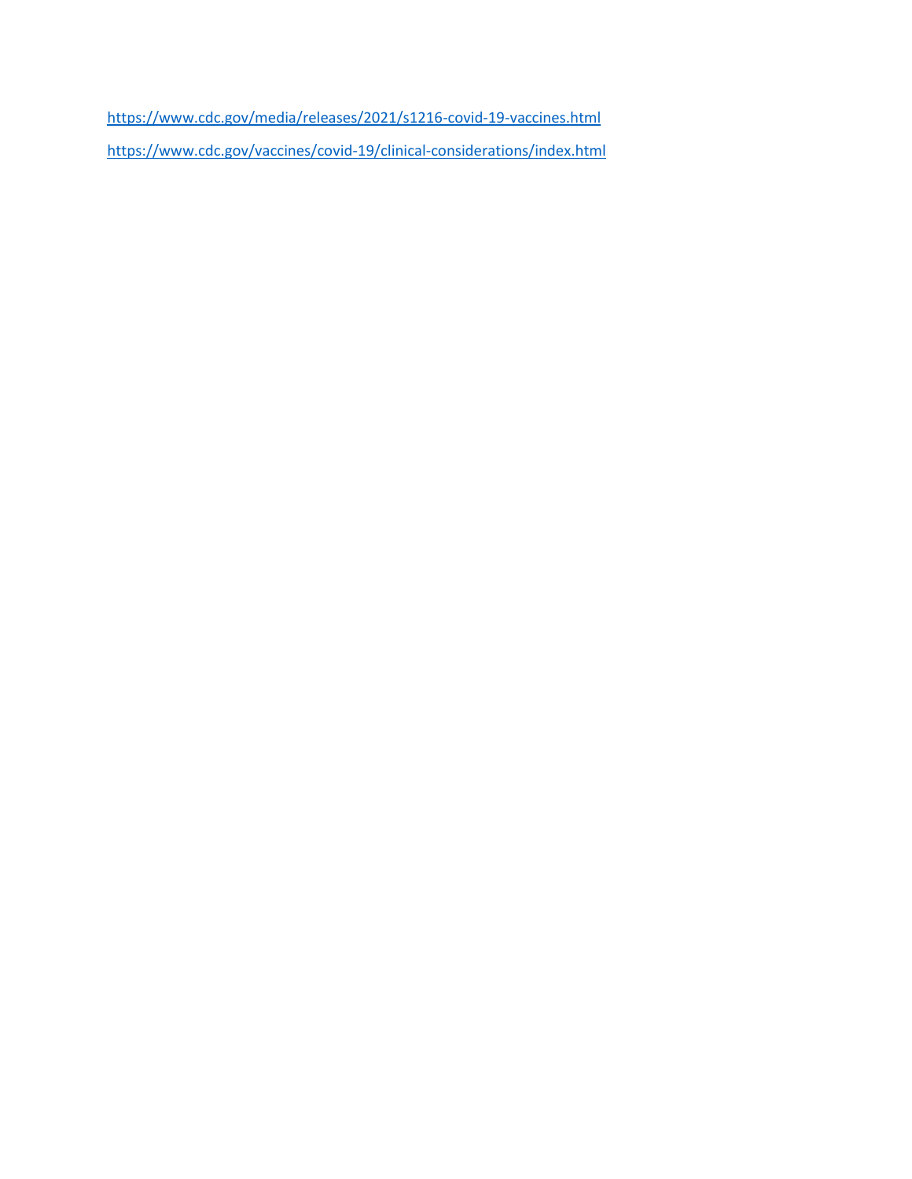https://www.cdc.gov/media/releases/2021/s1216-covid-19-vaccines.html

https://www.cdc.gov/vaccines/covid-19/clinical-considerations/index.html